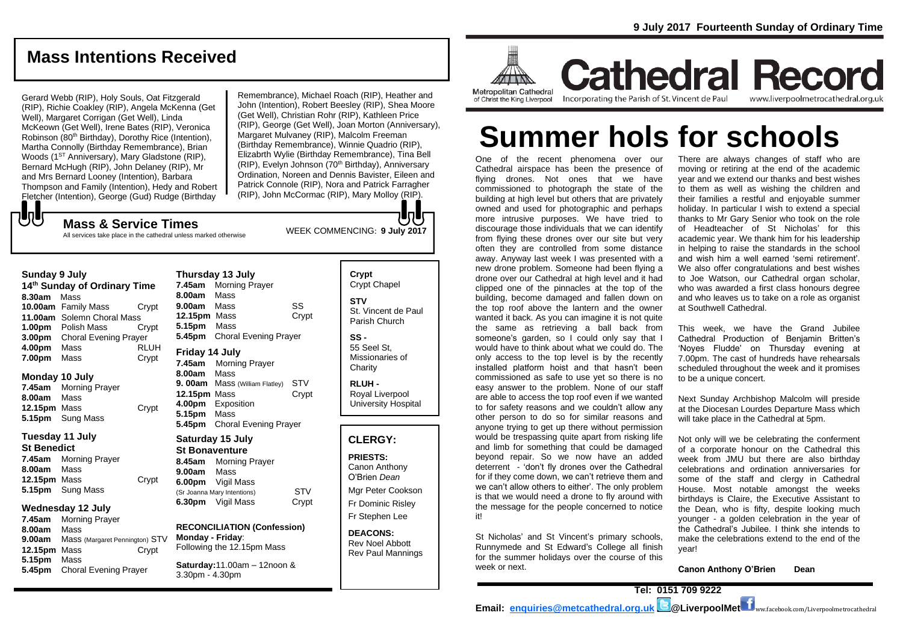# Mass Intentions Received

Gerard Webb (RIP), Holy Souls, Oat Fitzgerald (RIP), Richie Coakley (RIP), Angela McKenna (Get Well), Margaret Corrigan (Get Well), Linda McKeown (Get Well), Irene Bates (RIP), Veronica Robinson (80th Birthday), Dorothy Rice (Intention), Martha Connolly (Birthday Remembrance), Brian Woods (1ST Anniversary), Mary Gladstone (RIP), Bernard McHugh (RIP), John Delaney (RIP), Mr and Mrs Bernard Looney (Intention), Barbara Thompson and Family (Intention), Hedy and Robert Fletcher (Intention), George (Gud) Rudge (Birthday Remembrance), Michael Roach (RIP), Heather and John (Intention), Robert Beesley (RIP), Shea Moore (Get Well), Christian Rohr (RIP), Kathleen Price (RIP), George (Get Well), Joan Morton (Anniversary), Margaret Mulvaney (RIP), Malcolm Freeman (Birthday Remembrance), Winnie Quadrio (RIP), Elizabrth Wylie (Birthday Remembrance), Tina Bell (RIP), Evelyn Johnson (70th Birthday), Anniversary Ordination, Noreen and Dennis Bavister, Eileen and Patrick Connole (RIP), Nora and Patrick Farragher (RIP), John McCormac (RIP), Mary Molloy (RIP).

## Mass & Service Times

All services take place in the cathedral unless marked otherwise

WEEK COMMENCING: **9 July 2017**

### Sunday 9 July
**14th Sunday of Ordinary Time**

- **8.30am** Mass
- **10.00am** Family Mass — Crypt
- **11.00am** Solemn Choral Mass
- **1.00pm** Polish Mass — Crypt
- **3.00pm** Choral Evening Prayer
- **4.00pm** Mass — RLUH
- **7.00pm** Mass — Crypt

### Monday 10 July

- **7.45am** Morning Prayer
- **8.00am** Mass
- **12.15pm** Mass — Crypt
- **5.15pm** Sung Mass

### Tuesday 11 July
**St Benedict**

- **7.45am** Morning Prayer
- **8.00am** Mass
- **12.15pm** Mass — Crypt
- **5.15pm** Sung Mass

### Wednesday 12 July

- **7.45am** Morning Prayer
- **8.00am** Mass
- **9.00am** Mass (Margaret Pennington) STV
- **12.15pm** Mass — Crypt
- **5.15pm** Mass
- **5.45pm** Choral Evening Prayer

### Thursday 13 July

- **7.45am** Morning Prayer
- **8.00am** Mass
- **9.00am** Mass — SS
- **12.15pm** Mass — Crypt
- **5.15pm** Mass
- **5.45pm** Choral Evening Prayer

### Friday 14 July

- **7.45am** Morning Prayer
- **8.00am** Mass
- **9. 00am** Mass (William Flatley) — STV
- **12.15pm** Mass — Crypt
- **4.00pm** Exposition
- **5.15pm** Mass
- **5.45pm** Choral Evening Prayer

### Saturday 15 July
**St Bonaventure**

- **8.45am** Morning Prayer
- **9.00am** Mass
- **6.00pm** Vigil Mass (Sr Joanna Mary Intentions) — STV
- **6.30pm** Vigil Mass — Crypt

**RECONCILIATION (Confession)**
**Monday - Friday**: Following the 12.15pm Mass

**Saturday:**11.00am – 12noon & 3.30pm - 4.30pm

**Crypt** Crypt Chapel

**STV** St. Vincent de Paul Parish Church

**SS -** 55 Seel St, Missionaries of Charity

**RLUH -** Royal Liverpool University Hospital

## CLERGY:

**PRIESTS:**
Canon Anthony O'Brien *Dean*
Mgr Peter Cookson
Fr Dominic Risley
Fr Stephen Lee

**DEACONS:**
Rev Noel Abbott
Rev Paul Mannings

**9 July 2017 Fourteenth Sunday of Ordinary Time**

Metropolitan Cathedral of Christ the King Liverpool

# Cathedral Record

Incorporating the Parish of St. Vincent de Paul — www.liverpoolmetrocathedral.org.uk

# Summer hols for schools

One of the recent phenomena over our Cathedral airspace has been the presence of flying drones. Not ones that we have commissioned to photograph the state of the building at high level but others that are privately owned and used for photographic and perhaps more intrusive purposes. We have tried to discourage those individuals that we can identify from flying these drones over our site but very often they are controlled from some distance away. Anyway last week I was presented with a new drone problem. Someone had been flying a drone over our Cathedral at high level and it had clipped one of the pinnacles at the top of the building, become damaged and fallen down on the top roof above the lantern and the owner wanted it back. As you can imagine it is not quite the same as retrieving a ball back from someone's garden, so I could only say that I would have to think about what we could do. The only access to the top level is by the recently installed platform hoist and that hasn't been commissioned as safe to use yet so there is no easy answer to the problem. None of our staff are able to access the top roof even if we wanted to for safety reasons and we couldn't allow any other person to do so for similar reasons and anyone trying to get up there without permission would be trespassing quite apart from risking life and limb for something that could be damaged beyond repair. So we now have an added deterrent - 'don't fly drones over the Cathedral for if they come down, we can't retrieve them and we can't allow others to either'. The only problem is that we would need a drone to fly around with the message for the people concerned to notice it!

St Nicholas' and St Vincent's primary schools, Runnymede and St Edward's College all finish for the summer holidays over the course of this week or next.

There are always changes of staff who are moving or retiring at the end of the academic year and we extend our thanks and best wishes to them as well as wishing the children and their families a restful and enjoyable summer holiday. In particular I wish to extend a special thanks to Mr Gary Senior who took on the role of Headteacher of St Nicholas' for this academic year. We thank him for his leadership in helping to raise the standards in the school and wish him a well earned 'semi retirement'. We also offer congratulations and best wishes to Joe Watson, our Cathedral organ scholar, who was awarded a first class honours degree and who leaves us to take on a role as organist at Southwell Cathedral.

This week, we have the Grand Jubilee Cathedral Production of Benjamin Britten's 'Noyes Fludde' on Thursday evening at 7.00pm. The cast of hundreds have rehearsals scheduled throughout the week and it promises to be a unique concert.

Next Sunday Archbishop Malcolm will preside at the Diocesan Lourdes Departure Mass which will take place in the Cathedral at 5pm.

Not only will we be celebrating the conferment of a corporate honour on the Cathedral this week from JMU but there are also birthday celebrations and ordination anniversaries for some of the staff and clergy in Cathedral House. Most notable amongst the weeks birthdays is Claire, the Executive Assistant to the Dean, who is fifty, despite looking much younger - a golden celebration in the year of the Cathedral's Jubilee. I think she intends to make the celebrations extend to the end of the year!

**Canon Anthony O'Brien Dean**

**Tel: 0151 709 9222**

**Email: enquiries@metcathedral.org.uk @LiverpoolMet** www.facebook.com/Liverpoolmetrocathedral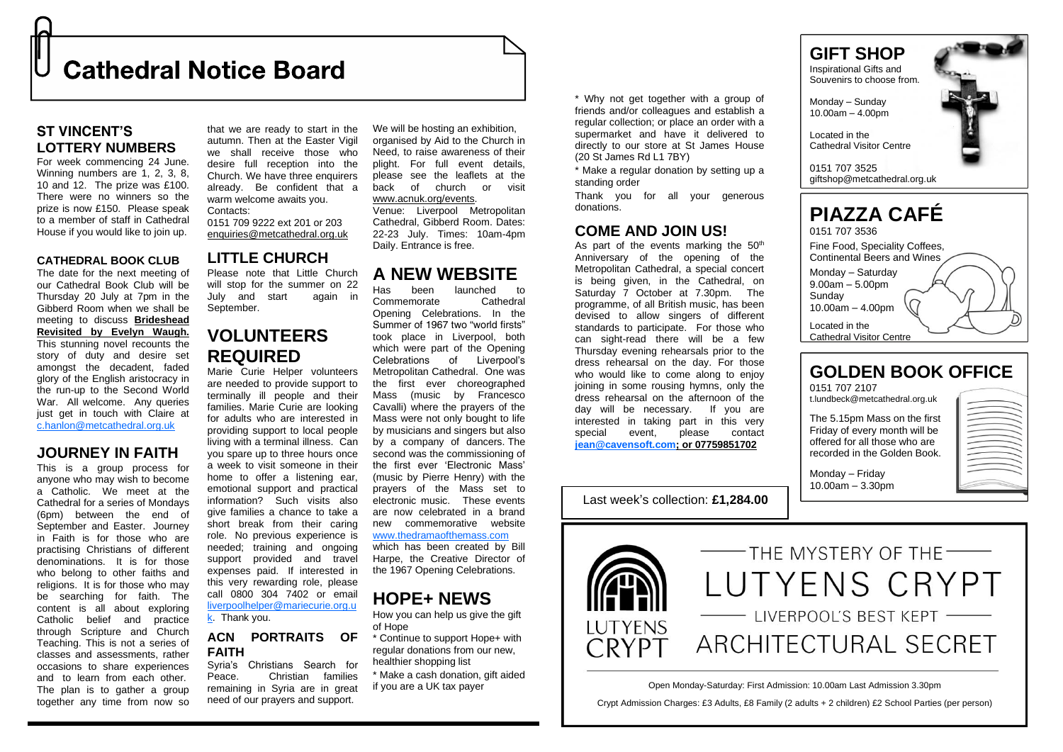# Cathedral Notice Board

## ST VINCENT'S LOTTERY NUMBERS

For week commencing 24 June. Winning numbers are 1, 2, 3, 8, 10 and 12. The prize was £100. There were no winners so the prize is now £150. Please speak to a member of staff in Cathedral House if you would like to join up.

### CATHEDRAL BOOK CLUB

The date for the next meeting of our Cathedral Book Club will be Thursday 20 July at 7pm in the Gibberd Room when we shall be meeting to discuss **Brideshead Revisited by Evelyn Waugh.** This stunning novel recounts the story of duty and desire set amongst the decadent, faded glory of the English aristocracy in the run-up to the Second World War. All welcome. Any queries just get in touch with Claire at c.hanlon@metcathedral.org.uk

## JOURNEY IN FAITH

This is a group process for anyone who may wish to become a Catholic. We meet at the Cathedral for a series of Mondays (6pm) between the end of September and Easter. Journey in Faith is for those who are practising Christians of different denominations. It is for those who belong to other faiths and religions. It is for those who may be searching for faith. The content is all about exploring Catholic belief and practice through Scripture and Church Teaching. This is not a series of classes and assessments, rather occasions to share experiences and to learn from each other. The plan is to gather a group together any time from now so that we are ready to start in the autumn. Then at the Easter Vigil we shall receive those who desire full reception into the Church. We have three enquirers already. Be confident that a warm welcome awaits you.
Contacts:
0151 709 9222 ext 201 or 203
enquiries@metcathedral.org.uk

## LITTLE CHURCH

Please note that Little Church will stop for the summer on 22 July and start again in September.

## VOLUNTEERS REQUIRED

Marie Curie Helper volunteers are needed to provide support to terminally ill people and their families. Marie Curie are looking for adults who are interested in providing support to local people living with a terminal illness. Can you spare up to three hours once a week to visit someone in their home to offer a listening ear, emotional support and practical information? Such visits also give families a chance to take a short break from their caring role. No previous experience is needed; training and ongoing support provided and travel expenses paid. If interested in this very rewarding role, please call 0800 304 7402 or email liverpoolhelper@mariecurie.org.uk. Thank you.

### ACN PORTRAITS OF FAITH

Syria's Christians Search for Peace. Christian families remaining in Syria are in great need of our prayers and support. We will be hosting an exhibition, organised by Aid to the Church in Need, to raise awareness of their plight. For full event details, please see the leaflets at the back of church or visit www.acnuk.org/events.
Venue: Liverpool Metropolitan Cathedral, Gibberd Room. Dates: 22-23 July. Times: 10am-4pm Daily. Entrance is free.

## A NEW WEBSITE

Has been launched to Commemorate Cathedral Opening Celebrations. In the Summer of 1967 two "world firsts" took place in Liverpool, both which were part of the Opening Celebrations of Liverpool's Metropolitan Cathedral. One was the first ever choreographed Mass (music by Francesco Cavalli) where the prayers of the Mass were not only bought to life by musicians and singers but also by a company of dancers. The second was the commissioning of the first ever 'Electronic Mass' (music by Pierre Henry) with the prayers of the Mass set to electronic music. These events are now celebrated in a brand new commemorative website www.thedramaofthemass.com which has been created by Bill Harpe, the Creative Director of the 1967 Opening Celebrations.

## HOPE+ NEWS

How you can help us give the gift of Hope

* Continue to support Hope+ with regular donations from our new, healthier shopping list
* Make a cash donation, gift aided if you are a UK tax payer
* Why not get together with a group of friends and/or colleagues and establish a regular collection; or place an order with a supermarket and have it delivered to directly to our store at St James House (20 St James Rd L1 7BY)
* Make a regular donation by setting up a standing order

Thank you for all your generous donations.

## COME AND JOIN US!

As part of the events marking the 50th Anniversary of the opening of the Metropolitan Cathedral, a special concert is being given, in the Cathedral, on Saturday 7 October at 7.30pm. The programme, of all British music, has been devised to allow singers of different standards to participate. For those who can sight-read there will be a few Thursday evening rehearsals prior to the dress rehearsal on the day. For those who would like to come along to enjoy joining in some rousing hymns, only the dress rehearsal on the afternoon of the day will be necessary. If you are interested in taking part in this very special event, please contact **jean@cavensoft.com; or 07759851702**

Last week's collection: **£1,284.00**

## GIFT SHOP

Inspirational Gifts and Souvenirs to choose from.

Monday – Sunday
10.00am – 4.00pm

Located in the Cathedral Visitor Centre

0151 707 3525
giftshop@metcathedral.org.uk

## PIAZZA CAFÉ

0151 707 3536

Fine Food, Speciality Coffees, Continental Beers and Wines

Monday – Saturday
9.00am – 5.00pm
Sunday
10.00am – 4.00pm

Located in the Cathedral Visitor Centre

## GOLDEN BOOK OFFICE

0151 707 2107
t.lundbeck@metcathedral.org.uk

The 5.15pm Mass on the first Friday of every month will be offered for all those who are recorded in the Golden Book.

Monday – Friday
10.00am – 3.30pm

LUTYENS CRYPT

THE MYSTERY OF THE LUTYENS CRYPT
LIVERPOOL'S BEST KEPT ARCHITECTURAL SECRET

Open Monday-Saturday: First Admission: 10.00am Last Admission 3.30pm

Crypt Admission Charges: £3 Adults, £8 Family (2 adults + 2 children) £2 School Parties (per person)